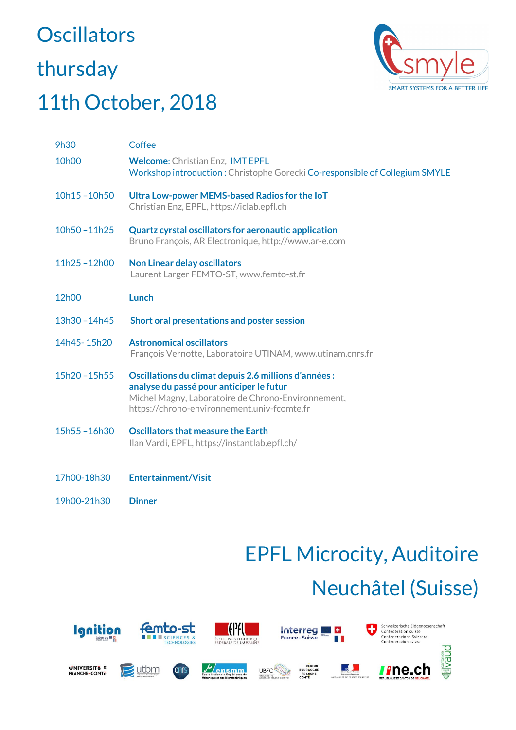# Oscillators

# thursday

# 11th October, 2018

smyle
SMART SYSTEMS FOR A BETTER LIFE

| | |
|---|---|
| 9h30 | Coffee |
| 10h00 | **Welcome**: Christian Enz, IMT EPFL<br>Workshop introduction : Christophe Gorecki Co-responsible of Collegium SMYLE |
| 10h15 – 10h50 | **Ultra Low-power MEMS-based Radios for the IoT**<br>Christian Enz, EPFL, https://iclab.epfl.ch |
| 10h50 – 11h25 | **Quartz cyrstal oscillators for aeronautic application**<br>Bruno François, AR Electronique, http://www.ar-e.com |
| 11h25 – 12h00 | **Non Linear delay oscillators**<br>Laurent Larger FEMTO-ST, www.femto-st.fr |
| 12h00 | **Lunch** |
| 13h30 – 14h45 | **Short oral presentations and poster session** |
| 14h45- 15h20 | **Astronomical oscillators**<br>François Vernotte, Laboratoire UTINAM, www.utinam.cnrs.fr |
| 15h20 – 15h55 | **Oscillations du climat depuis 2.6 millions d'années : analyse du passé pour anticiper le futur**<br>Michel Magny, Laboratoire de Chrono-Environnement, https://chrono-environnement.univ-fcomte.fr |
| 15h55 – 16h30 | **Oscillators that measure the Earth**<br>Ilan Vardi, EPFL, https://instantlab.epfl.ch/ |
| 17h00-18h30 | **Entertainment/Visit** |
| 19h00-21h30 | **Dinner** |

## EPFL Microcity, Auditoire

## Neuchâtel (Suisse)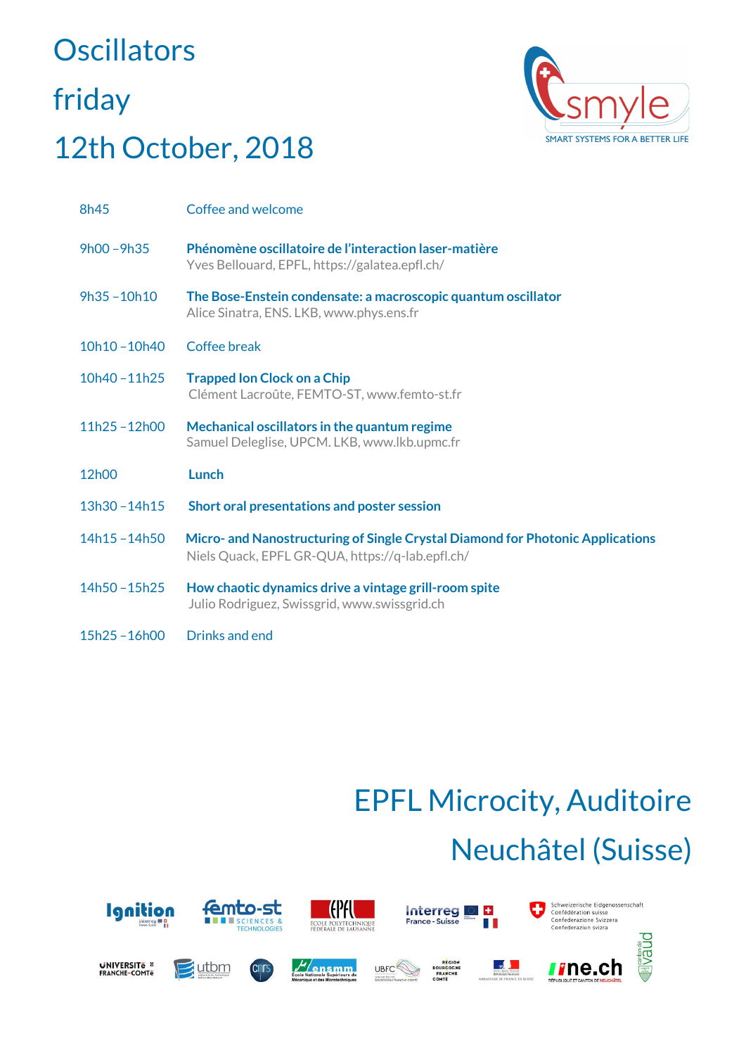# Oscillators

# friday

# 12th October, 2018

smyle
SMART SYSTEMS FOR A BETTER LIFE

| | |
|---|---|
| 8h45 | Coffee and welcome |
| 9h00 – 9h35 | **Phénomène oscillatoire de l'interaction laser-matière**<br>Yves Bellouard, EPFL, https://galatea.epfl.ch/ |
| 9h35 – 10h10 | **The Bose-Enstein condensate: a macroscopic quantum oscillator**<br>Alice Sinatra, ENS. LKB, www.phys.ens.fr |
| 10h10 – 10h40 | Coffee break |
| 10h40 – 11h25 | **Trapped Ion Clock on a Chip**<br>Clément Lacroûte, FEMTO-ST, www.femto-st.fr |
| 11h25 – 12h00 | **Mechanical oscillators in the quantum regime**<br>Samuel Deleglise, UPCM. LKB, www.lkb.upmc.fr |
| 12h00 | **Lunch** |
| 13h30 – 14h15 | **Short oral presentations and poster session** |
| 14h15 – 14h50 | **Micro- and Nanostructuring of Single Crystal Diamond for Photonic Applications**<br>Niels Quack, EPFL GR-QUA, https://q-lab.epfl.ch/ |
| 14h50 – 15h25 | **How chaotic dynamics drive a vintage grill-room spite**<br>Julio Rodriguez, Swissgrid, www.swissgrid.ch |
| 15h25 – 16h00 | Drinks and end |

## EPFL Microcity, Auditoire

## Neuchâtel (Suisse)